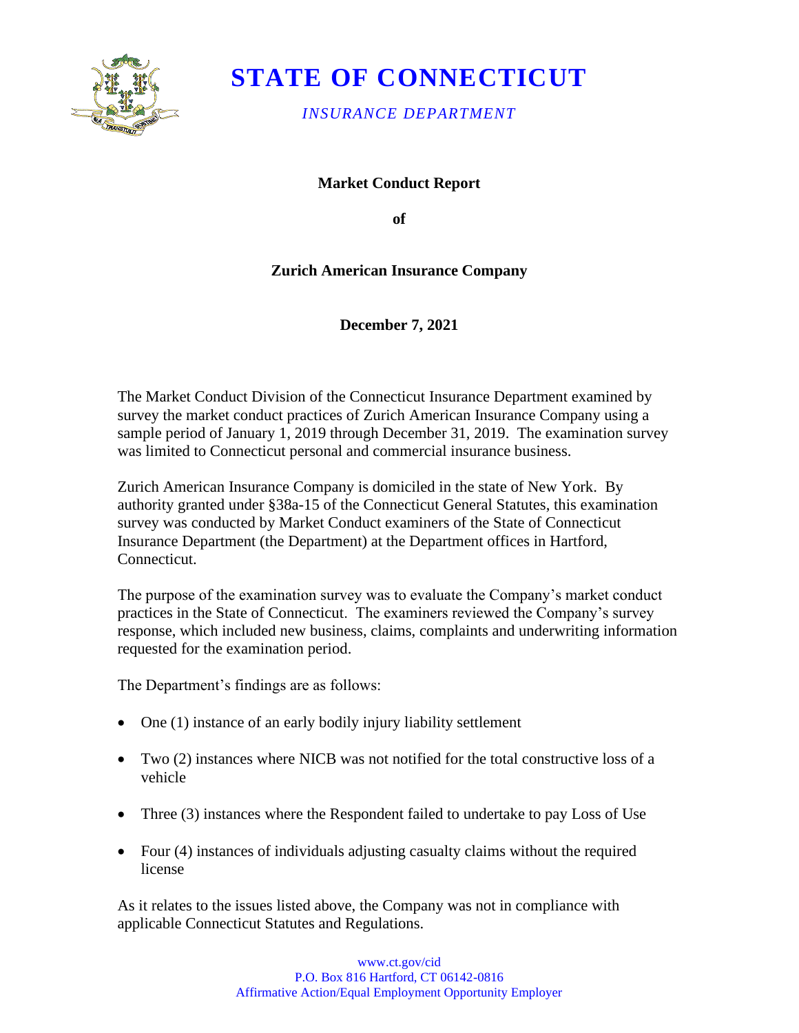# STATE OF CONNECTICUT

*INSURANCE DEPARTMENT*

**Market Conduct Report**

**of**

**Zurich American Insurance Company**

**December 7, 2021**

The Market Conduct Division of the Connecticut Insurance Department examined by survey the market conduct practices of Zurich American Insurance Company using a sample period of January 1, 2019 through December 31, 2019. The examination survey was limited to Connecticut personal and commercial insurance business.

Zurich American Insurance Company is domiciled in the state of New York. By authority granted under §38a-15 of the Connecticut General Statutes, this examination survey was conducted by Market Conduct examiners of the State of Connecticut Insurance Department (the Department) at the Department offices in Hartford, Connecticut.

The purpose of the examination survey was to evaluate the Company's market conduct practices in the State of Connecticut. The examiners reviewed the Company's survey response, which included new business, claims, complaints and underwriting information requested for the examination period.

The Department's findings are as follows:

- One (1) instance of an early bodily injury liability settlement
- Two (2) instances where NICB was not notified for the total constructive loss of a vehicle
- Three (3) instances where the Respondent failed to undertake to pay Loss of Use
- Four (4) instances of individuals adjusting casualty claims without the required license

As it relates to the issues listed above, the Company was not in compliance with applicable Connecticut Statutes and Regulations.

www.ct.gov/cid
P.O. Box 816 Hartford, CT 06142-0816
Affirmative Action/Equal Employment Opportunity Employer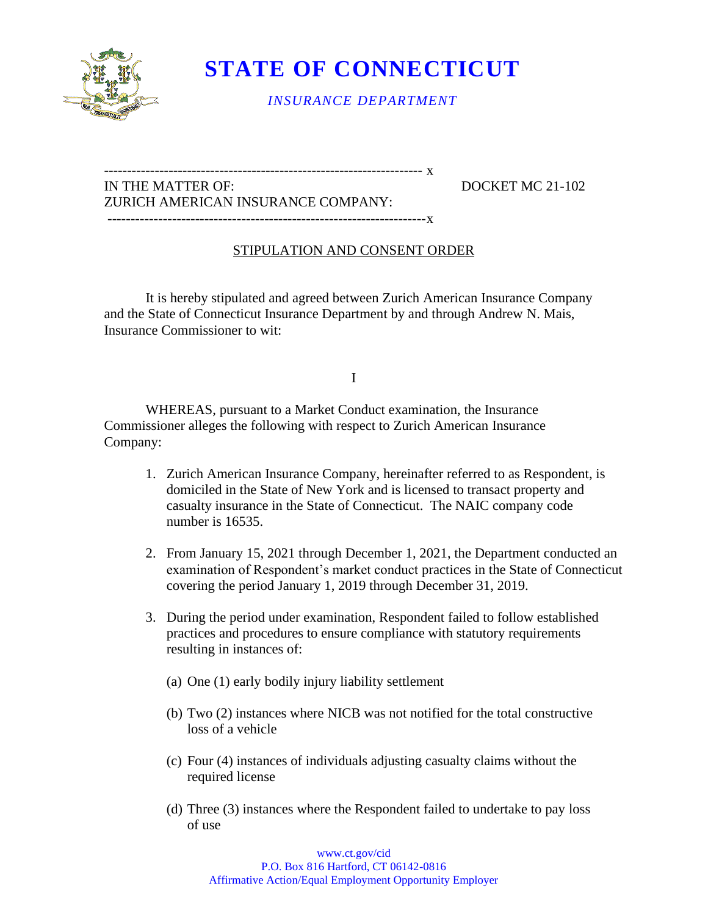# STATE OF CONNECTICUT

*INSURANCE DEPARTMENT*

---

IN THE MATTER OF: DOCKET MC 21-102

ZURICH AMERICAN INSURANCE COMPANY:

---

## STIPULATION AND CONSENT ORDER

It is hereby stipulated and agreed between Zurich American Insurance Company and the State of Connecticut Insurance Department by and through Andrew N. Mais, Insurance Commissioner to wit:

I

WHEREAS, pursuant to a Market Conduct examination, the Insurance Commissioner alleges the following with respect to Zurich American Insurance Company:

1. Zurich American Insurance Company, hereinafter referred to as Respondent, is domiciled in the State of New York and is licensed to transact property and casualty insurance in the State of Connecticut. The NAIC company code number is 16535.

2. From January 15, 2021 through December 1, 2021, the Department conducted an examination of Respondent's market conduct practices in the State of Connecticut covering the period January 1, 2019 through December 31, 2019.

3. During the period under examination, Respondent failed to follow established practices and procedures to ensure compliance with statutory requirements resulting in instances of:

   (a) One (1) early bodily injury liability settlement

   (b) Two (2) instances where NICB was not notified for the total constructive loss of a vehicle

   (c) Four (4) instances of individuals adjusting casualty claims without the required license

   (d) Three (3) instances where the Respondent failed to undertake to pay loss of use

www.ct.gov/cid
P.O. Box 816 Hartford, CT 06142-0816
Affirmative Action/Equal Employment Opportunity Employer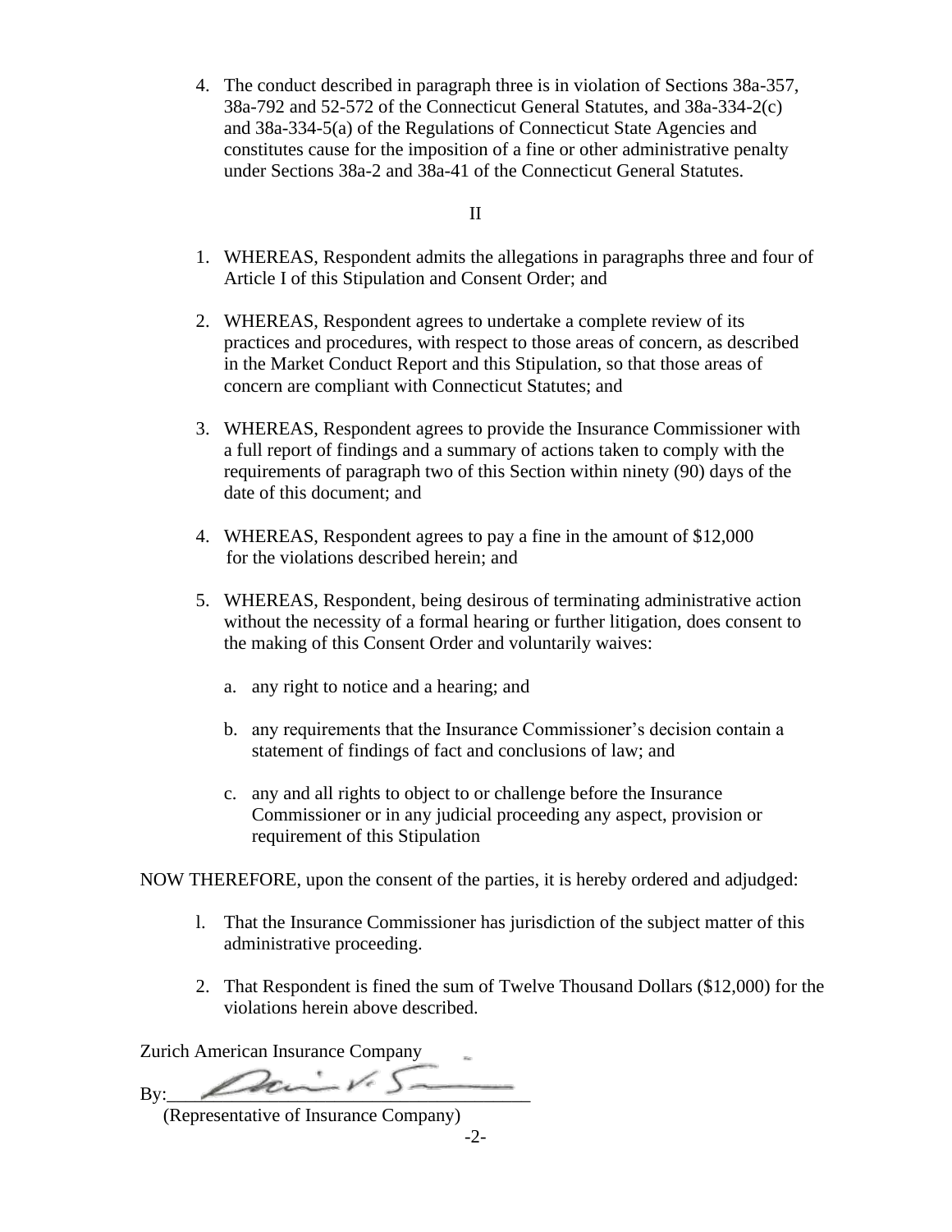4. The conduct described in paragraph three is in violation of Sections 38a-357, 38a-792 and 52-572 of the Connecticut General Statutes, and 38a-334-2(c) and 38a-334-5(a) of the Regulations of Connecticut State Agencies and constitutes cause for the imposition of a fine or other administrative penalty under Sections 38a-2 and 38a-41 of the Connecticut General Statutes.

II

1. WHEREAS, Respondent admits the allegations in paragraphs three and four of Article I of this Stipulation and Consent Order; and

2. WHEREAS, Respondent agrees to undertake a complete review of its practices and procedures, with respect to those areas of concern, as described in the Market Conduct Report and this Stipulation, so that those areas of concern are compliant with Connecticut Statutes; and

3. WHEREAS, Respondent agrees to provide the Insurance Commissioner with a full report of findings and a summary of actions taken to comply with the requirements of paragraph two of this Section within ninety (90) days of the date of this document; and

4. WHEREAS, Respondent agrees to pay a fine in the amount of $12,000 for the violations described herein; and

5. WHEREAS, Respondent, being desirous of terminating administrative action without the necessity of a formal hearing or further litigation, does consent to the making of this Consent Order and voluntarily waives:

   a. any right to notice and a hearing; and

   b. any requirements that the Insurance Commissioner's decision contain a statement of findings of fact and conclusions of law; and

   c. any and all rights to object to or challenge before the Insurance Commissioner or in any judicial proceeding any aspect, provision or requirement of this Stipulation

NOW THEREFORE, upon the consent of the parties, it is hereby ordered and adjudged:

1. That the Insurance Commissioner has jurisdiction of the subject matter of this administrative proceeding.

2. That Respondent is fined the sum of Twelve Thousand Dollars ($12,000) for the violations herein above described.

Zurich American Insurance Company

By:\_\_\_\_\_\_\_\_\_\_\_\_\_\_\_\_\_\_\_\_\_\_\_\_\_\_\_\_\_\_\_\_

(Representative of Insurance Company)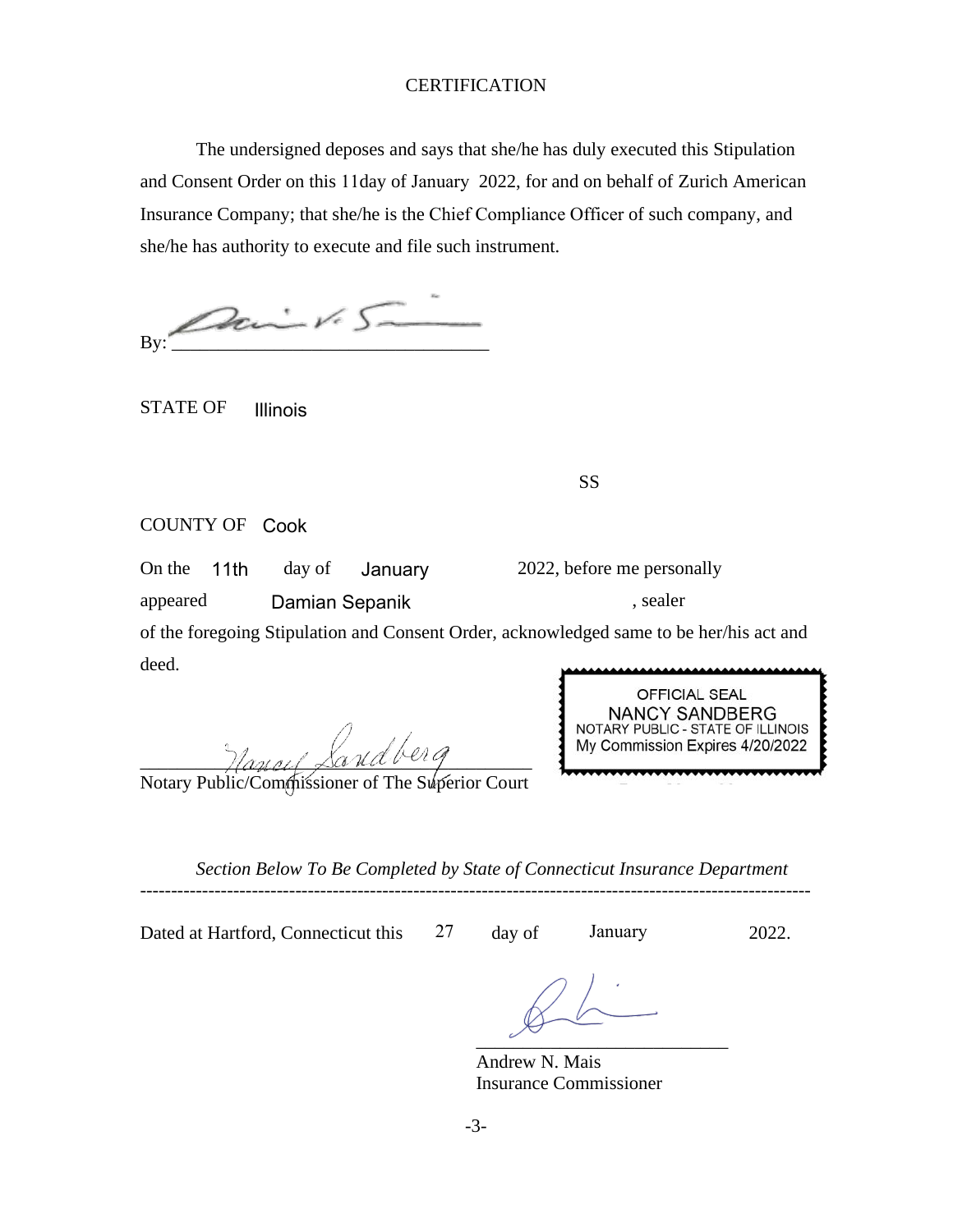CERTIFICATION

The undersigned deposes and says that she/he has duly executed this Stipulation and Consent Order on this 11day of January 2022, for and on behalf of Zurich American Insurance Company; that she/he is the Chief Compliance Officer of such company, and she/he has authority to execute and file such instrument.

By: ________________________________

STATE OF Illinois

SS

COUNTY OF Cook

On the 11th day of January 2022, before me personally appeared Damian Sepanik , sealer of the foregoing Stipulation and Consent Order, acknowledged same to be her/his act and deed.

OFFICIAL SEAL
NANCY SANDBERG
NOTARY PUBLIC - STATE OF ILLINOIS
My Commission Expires 4/20/2022

________________________________
Notary Public/Commissioner of The Superior Court

*Section Below To Be Completed by State of Connecticut Insurance Department*

---

Dated at Hartford, Connecticut this 27 day of January 2022.

________________________________
Andrew N. Mais
Insurance Commissioner